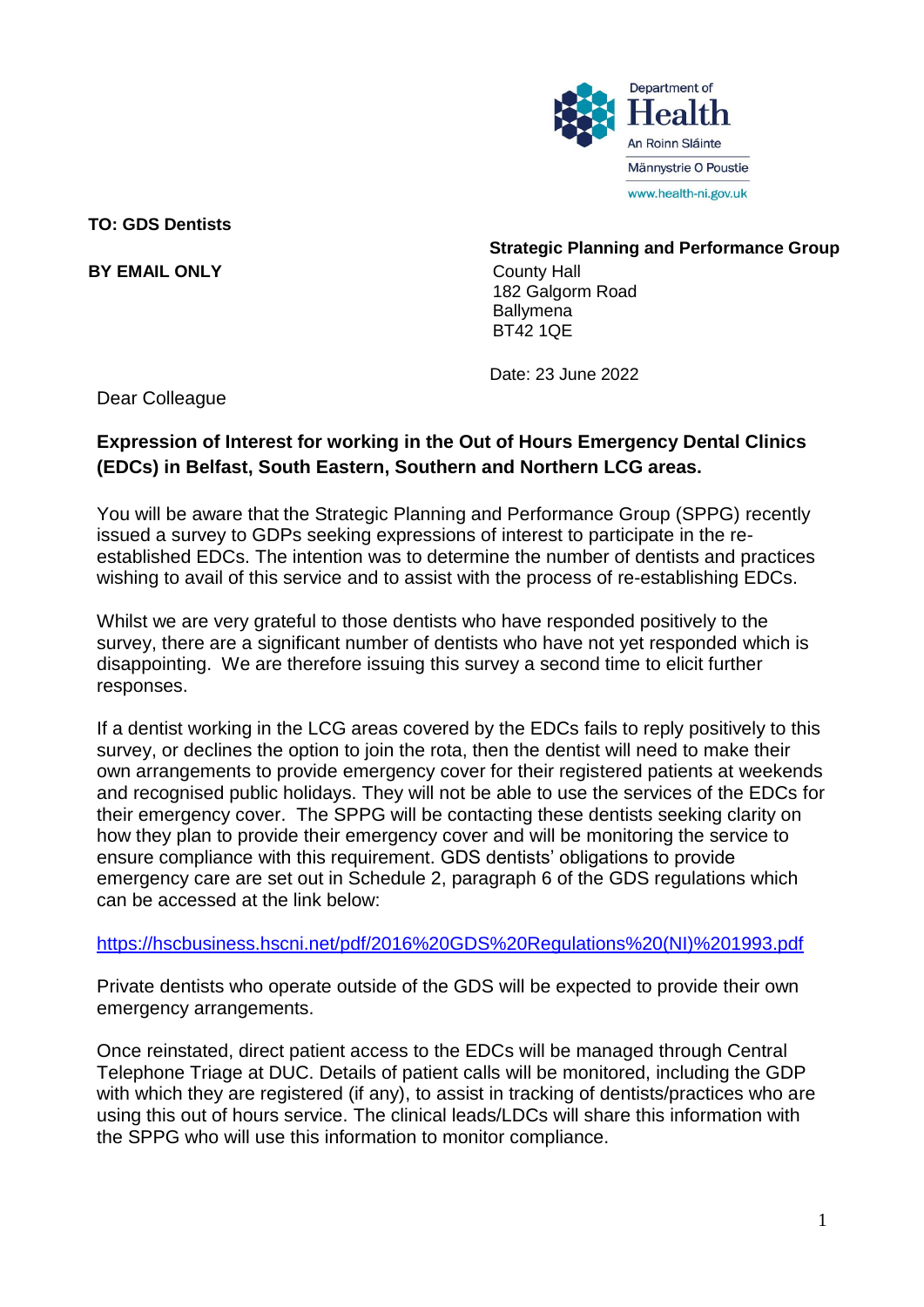Department of Health
An Roinn Sláinte
Männystrie O Poustie
www.health-ni.gov.uk

**TO: GDS Dentists**

**BY EMAIL ONLY**

**Strategic Planning and Performance Group**
County Hall
182 Galgorm Road
Ballymena
BT42 1QE

Date: 23 June 2022

Dear Colleague

**Expression of Interest for working in the Out of Hours Emergency Dental Clinics (EDCs) in Belfast, South Eastern, Southern and Northern LCG areas.**

You will be aware that the Strategic Planning and Performance Group (SPPG) recently issued a survey to GDPs seeking expressions of interest to participate in the re-established EDCs. The intention was to determine the number of dentists and practices wishing to avail of this service and to assist with the process of re-establishing EDCs.

Whilst we are very grateful to those dentists who have responded positively to the survey, there are a significant number of dentists who have not yet responded which is disappointing. We are therefore issuing this survey a second time to elicit further responses.

If a dentist working in the LCG areas covered by the EDCs fails to reply positively to this survey, or declines the option to join the rota, then the dentist will need to make their own arrangements to provide emergency cover for their registered patients at weekends and recognised public holidays. They will not be able to use the services of the EDCs for their emergency cover. The SPPG will be contacting these dentists seeking clarity on how they plan to provide their emergency cover and will be monitoring the service to ensure compliance with this requirement. GDS dentists' obligations to provide emergency care are set out in Schedule 2, paragraph 6 of the GDS regulations which can be accessed at the link below:

https://hscbusiness.hscni.net/pdf/2016%20GDS%20Regulations%20(NI)%201993.pdf

Private dentists who operate outside of the GDS will be expected to provide their own emergency arrangements.

Once reinstated, direct patient access to the EDCs will be managed through Central Telephone Triage at DUC. Details of patient calls will be monitored, including the GDP with which they are registered (if any), to assist in tracking of dentists/practices who are using this out of hours service. The clinical leads/LDCs will share this information with the SPPG who will use this information to monitor compliance.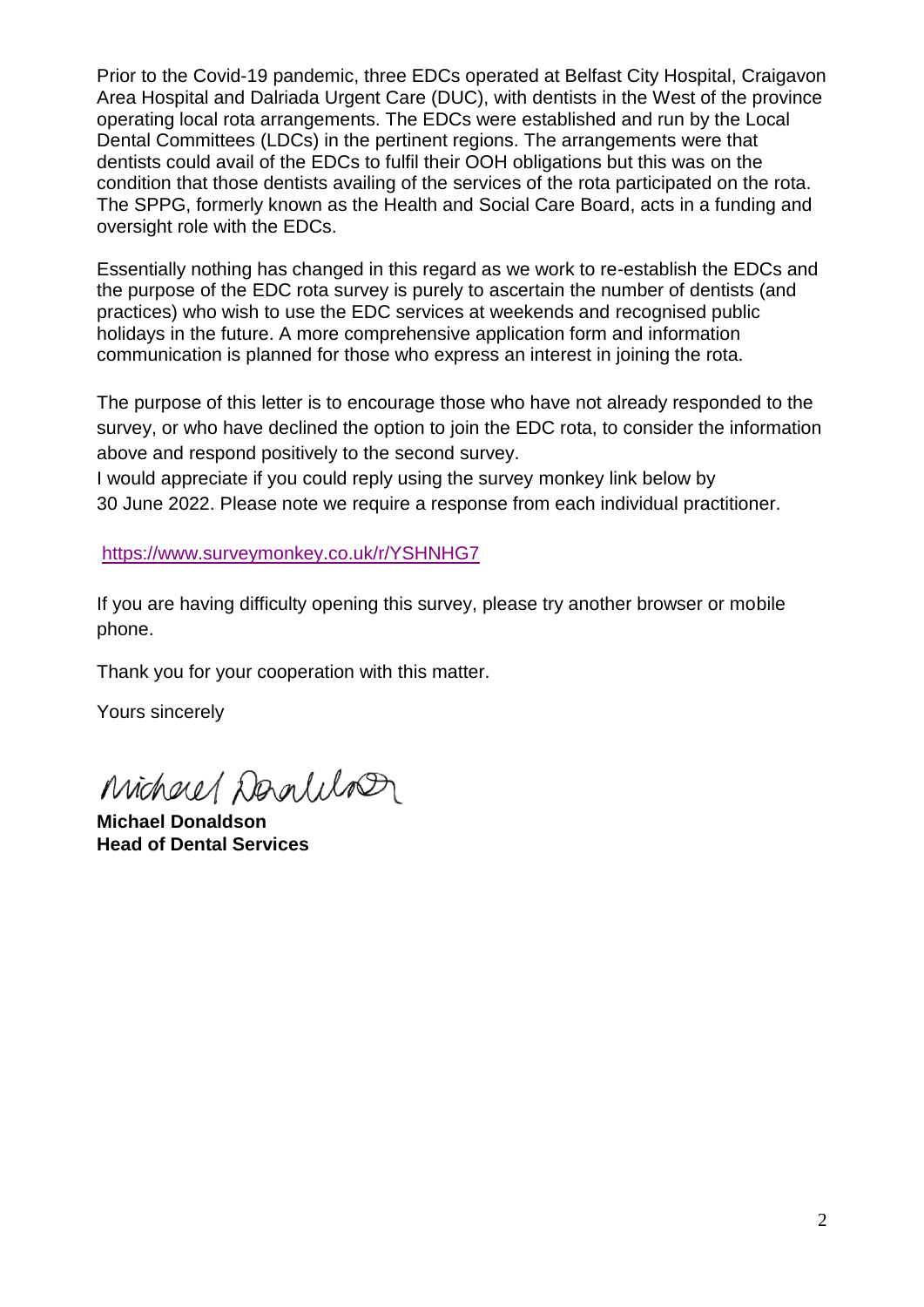Prior to the Covid-19 pandemic, three EDCs operated at Belfast City Hospital, Craigavon Area Hospital and Dalriada Urgent Care (DUC), with dentists in the West of the province operating local rota arrangements. The EDCs were established and run by the Local Dental Committees (LDCs) in the pertinent regions. The arrangements were that dentists could avail of the EDCs to fulfil their OOH obligations but this was on the condition that those dentists availing of the services of the rota participated on the rota. The SPPG, formerly known as the Health and Social Care Board, acts in a funding and oversight role with the EDCs.

Essentially nothing has changed in this regard as we work to re-establish the EDCs and the purpose of the EDC rota survey is purely to ascertain the number of dentists (and practices) who wish to use the EDC services at weekends and recognised public holidays in the future. A more comprehensive application form and information communication is planned for those who express an interest in joining the rota.

The purpose of this letter is to encourage those who have not already responded to the survey, or who have declined the option to join the EDC rota, to consider the information above and respond positively to the second survey.

I would appreciate if you could reply using the survey monkey link below by 30 June 2022. Please note we require a response from each individual practitioner.

https://www.surveymonkey.co.uk/r/YSHNHG7

If you are having difficulty opening this survey, please try another browser or mobile phone.

Thank you for your cooperation with this matter.

Yours sincerely

Michael Donaldson

**Michael Donaldson**
**Head of Dental Services**